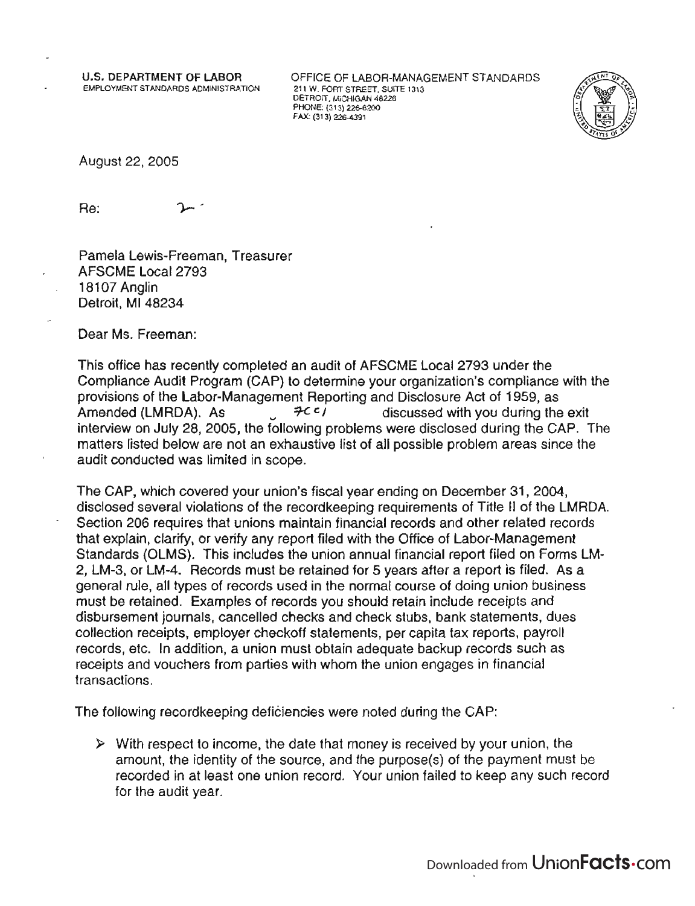**U.S. DEPARTMENT OF LABOR**
EMPLOYMENT STANDARDS ADMINISTRATION

OFFICE OF LABOR-MANAGEMENT STANDARDS
211 W. FORT STREET, SUITE 1313
DETROIT, MICHIGAN 48226
PHONE: (313) 226-6200
FAX: (313) 226-4391

August 22, 2005

Re:

Pamela Lewis-Freeman, Treasurer
AFSCME Local 2793
18107 Anglin
Detroit, MI 48234

Dear Ms. Freeman:

This office has recently completed an audit of AFSCME Local 2793 under the Compliance Audit Program (CAP) to determine your organization's compliance with the provisions of the Labor-Management Reporting and Disclosure Act of 1959, as Amended (LMRDA). As 7(c) discussed with you during the exit interview on July 28, 2005, the following problems were disclosed during the CAP. The matters listed below are not an exhaustive list of all possible problem areas since the audit conducted was limited in scope.

The CAP, which covered your union's fiscal year ending on December 31, 2004, disclosed several violations of the recordkeeping requirements of Title II of the LMRDA. Section 206 requires that unions maintain financial records and other related records that explain, clarify, or verify any report filed with the Office of Labor-Management Standards (OLMS). This includes the union annual financial report filed on Forms LM-2, LM-3, or LM-4. Records must be retained for 5 years after a report is filed. As a general rule, all types of records used in the normal course of doing union business must be retained. Examples of records you should retain include receipts and disbursement journals, cancelled checks and check stubs, bank statements, dues collection receipts, employer checkoff statements, per capita tax reports, payroll records, etc. In addition, a union must obtain adequate backup records such as receipts and vouchers from parties with whom the union engages in financial transactions.

The following recordkeeping deficiencies were noted during the CAP:

- With respect to income, the date that money is received by your union, the amount, the identity of the source, and the purpose(s) of the payment must be recorded in at least one union record. Your union failed to keep any such record for the audit year.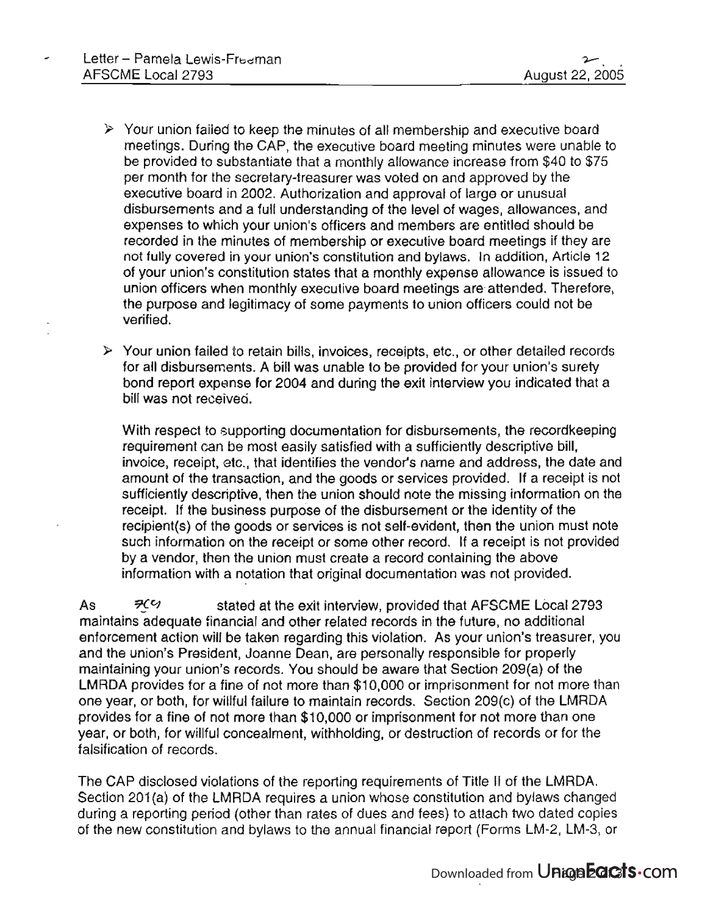- Your union failed to keep the minutes of all membership and executive board meetings. During the CAP, the executive board meeting minutes were unable to be provided to substantiate that a monthly allowance increase from $40 to $75 per month for the secretary-treasurer was voted on and approved by the executive board in 2002. Authorization and approval of large or unusual disbursements and a full understanding of the level of wages, allowances, and expenses to which your union's officers and members are entitled should be recorded in the minutes of membership or executive board meetings if they are not fully covered in your union's constitution and bylaws. In addition, Article 12 of your union's constitution states that a monthly expense allowance is issued to union officers when monthly executive board meetings are attended. Therefore, the purpose and legitimacy of some payments to union officers could not be verified.

- Your union failed to retain bills, invoices, receipts, etc., or other detailed records for all disbursements. A bill was unable to be provided for your union's surety bond report expense for 2004 and during the exit interview you indicated that a bill was not received.

  With respect to supporting documentation for disbursements, the recordkeeping requirement can be most easily satisfied with a sufficiently descriptive bill, invoice, receipt, etc., that identifies the vendor's name and address, the date and amount of the transaction, and the goods or services provided. If a receipt is not sufficiently descriptive, then the union should note the missing information on the receipt. If the business purpose of the disbursement or the identity of the recipient(s) of the goods or services is not self-evident, then the union must note such information on the receipt or some other record. If a receipt is not provided by a vendor, then the union must create a record containing the above information with a notation that original documentation was not provided.

As 7(c) stated at the exit interview, provided that AFSCME Local 2793 maintains adequate financial and other related records in the future, no additional enforcement action will be taken regarding this violation. As your union's treasurer, you and the union's President, Joanne Dean, are personally responsible for properly maintaining your union's records. You should be aware that Section 209(a) of the LMRDA provides for a fine of not more than $10,000 or imprisonment for not more than one year, or both, for willful failure to maintain records. Section 209(c) of the LMRDA provides for a fine of not more than $10,000 or imprisonment for not more than one year, or both, for willful concealment, withholding, or destruction of records or for the falsification of records.

The CAP disclosed violations of the reporting requirements of Title II of the LMRDA. Section 201(a) of the LMRDA requires a union whose constitution and bylaws changed during a reporting period (other than rates of dues and fees) to attach two dated copies of the new constitution and bylaws to the annual financial report (Forms LM-2, LM-3, or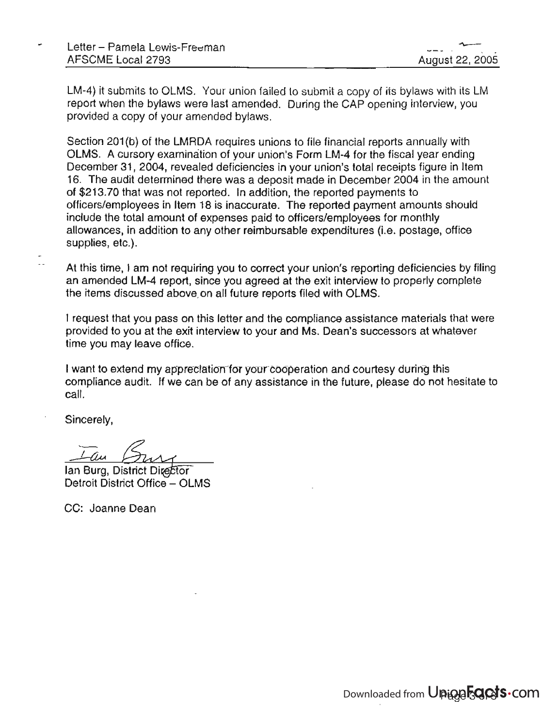LM-4) it submits to OLMS. Your union failed to submit a copy of its bylaws with its LM report when the bylaws were last amended. During the CAP opening interview, you provided a copy of your amended bylaws.

Section 201(b) of the LMRDA requires unions to file financial reports annually with OLMS. A cursory examination of your union's Form LM-4 for the fiscal year ending December 31, 2004, revealed deficiencies in your union's total receipts figure in Item 16. The audit determined there was a deposit made in December 2004 in the amount of $213.70 that was not reported. In addition, the reported payments to officers/employees in Item 18 is inaccurate. The reported payment amounts should include the total amount of expenses paid to officers/employees for monthly allowances, in addition to any other reimbursable expenditures (i.e. postage, office supplies, etc.).

At this time, I am not requiring you to correct your union's reporting deficiencies by filing an amended LM-4 report, since you agreed at the exit interview to properly complete the items discussed above on all future reports filed with OLMS.

I request that you pass on this letter and the compliance assistance materials that were provided to you at the exit interview to your and Ms. Dean's successors at whatever time you may leave office.

I want to extend my appreciation for your cooperation and courtesy during this compliance audit. If we can be of any assistance in the future, please do not hesitate to call.

Sincerely,

Ian Burg, District Director
Detroit District Office – OLMS

CC: Joanne Dean